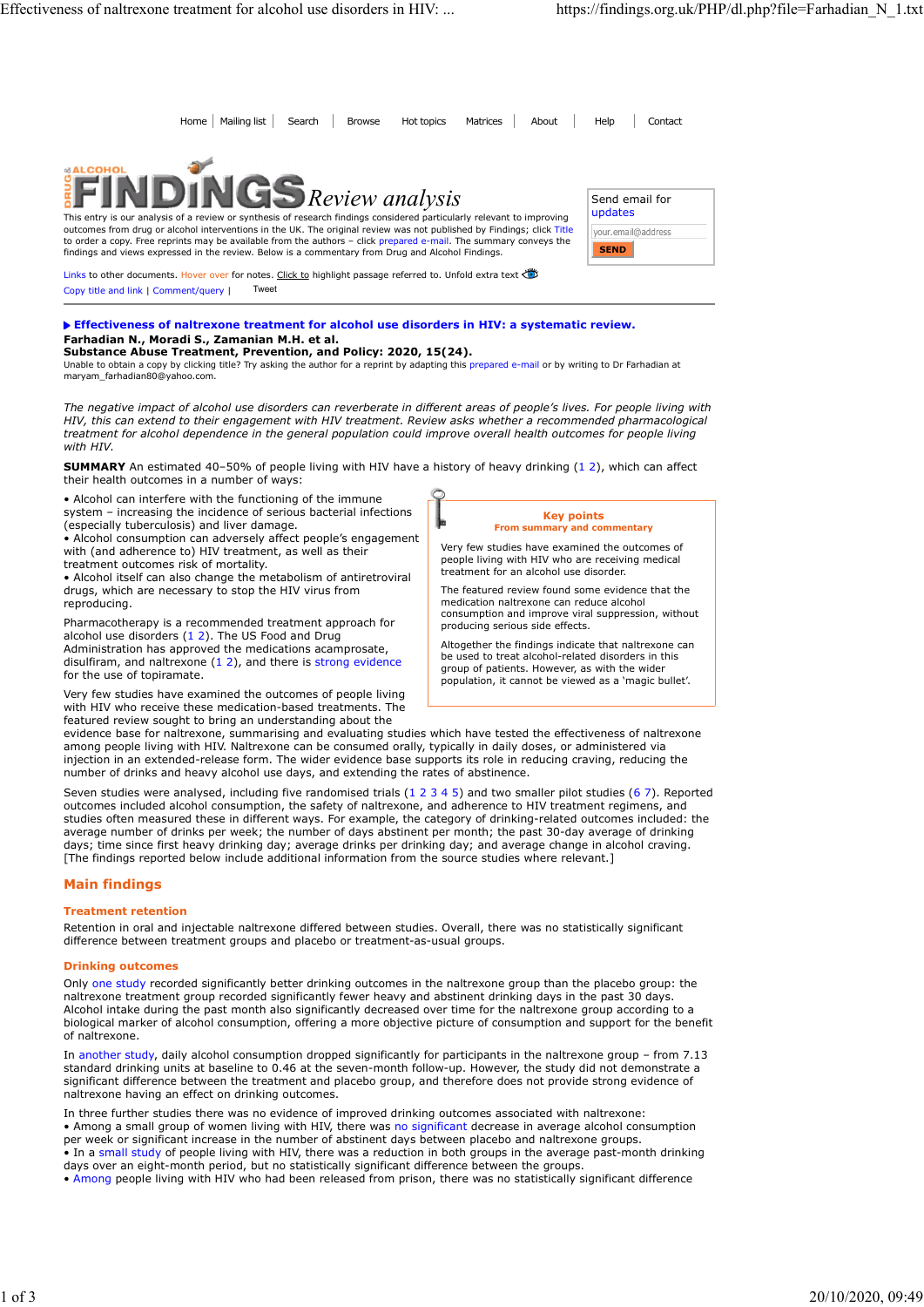Home | Mailing list | Search | Browse | Hot topics | Matrices | About | Help | Contact

# DRUG & ALCOHOL FINDINGS *Review analysis*

This entry is our analysis of a review or synthesis of research findings considered particularly relevant to improving outcomes from drug or alcohol interventions in the UK. The original review was not published by Findings; click Title to order a copy. Free reprints may be available from the authors – click prepared e-mail. The summary conveys the findings and views expressed in the review. Below is a commentary from Drug and Alcohol Findings.

Send email for updates

your.email@address

SEND

Links to other documents. Hover over for notes. Click to highlight passage referred to. Unfold extra text

Copy title and link | Comment/query | Tweet

## ▶ Effectiveness of naltrexone treatment for alcohol use disorders in HIV: a systematic review.

**Farhadian N., Moradi S., Zamanian M.H. et al.**
**Substance Abuse Treatment, Prevention, and Policy: 2020, 15(24).**

Unable to obtain a copy by clicking title? Try asking the author for a reprint by adapting this prepared e-mail or by writing to Dr Farhadian at maryam_farhadian80@yahoo.com.

*The negative impact of alcohol use disorders can reverberate in different areas of people's lives. For people living with HIV, this can extend to their engagement with HIV treatment. Review asks whether a recommended pharmacological treatment for alcohol dependence in the general population could improve overall health outcomes for people living with HIV.*

**SUMMARY** An estimated 40–50% of people living with HIV have a history of heavy drinking (1 2), which can affect their health outcomes in a number of ways:

- Alcohol can interfere with the functioning of the immune system – increasing the incidence of serious bacterial infections (especially tuberculosis) and liver damage.
- Alcohol consumption can adversely affect people's engagement with (and adherence to) HIV treatment, as well as their treatment outcomes risk of mortality.
- Alcohol itself can also change the metabolism of antiretroviral drugs, which are necessary to stop the HIV virus from reproducing.

> **Key points**
> **From summary and commentary**
>
> Very few studies have examined the outcomes of people living with HIV who are receiving medical treatment for an alcohol use disorder.
>
> The featured review found some evidence that the medication naltrexone can reduce alcohol consumption and improve viral suppression, without producing serious side effects.
>
> Altogether the findings indicate that naltrexone can be used to treat alcohol-related disorders in this group of patients. However, as with the wider population, it cannot be viewed as a 'magic bullet'.

Pharmacotherapy is a recommended treatment approach for alcohol use disorders (1 2). The US Food and Drug Administration has approved the medications acamprosate, disulfiram, and naltrexone (1 2), and there is strong evidence for the use of topiramate.

Very few studies have examined the outcomes of people living with HIV who receive these medication-based treatments. The featured review sought to bring an understanding about the evidence base for naltrexone, summarising and evaluating studies which have tested the effectiveness of naltrexone among people living with HIV. Naltrexone can be consumed orally, typically in daily doses, or administered via injection in an extended-release form. The wider evidence base supports its role in reducing craving, reducing the number of drinks and heavy alcohol use days, and extending the rates of abstinence.

Seven studies were analysed, including five randomised trials (1 2 3 4 5) and two smaller pilot studies (6 7). Reported outcomes included alcohol consumption, the safety of naltrexone, and adherence to HIV treatment regimens, and studies often measured these in different ways. For example, the category of drinking-related outcomes included: the average number of drinks per week; the number of days abstinent per month; the past 30-day average of drinking days; time since first heavy drinking day; average drinks per drinking day; and average change in alcohol craving. [The findings reported below include additional information from the source studies where relevant.]

## Main findings

### Treatment retention

Retention in oral and injectable naltrexone differed between studies. Overall, there was no statistically significant difference between treatment groups and placebo or treatment-as-usual groups.

### Drinking outcomes

Only one study recorded significantly better drinking outcomes in the naltrexone group than the placebo group: the naltrexone treatment group recorded significantly fewer heavy and abstinent drinking days in the past 30 days. Alcohol intake during the past month also significantly decreased over time for the naltrexone group according to a biological marker of alcohol consumption, offering a more objective picture of consumption and support for the benefit of naltrexone.

In another study, daily alcohol consumption dropped significantly for participants in the naltrexone group – from 7.13 standard drinking units at baseline to 0.46 at the seven-month follow-up. However, the study did not demonstrate a significant difference between the treatment and placebo group, and therefore does not provide strong evidence of naltrexone having an effect on drinking outcomes.

In three further studies there was no evidence of improved drinking outcomes associated with naltrexone:

- Among a small group of women living with HIV, there was no significant decrease in average alcohol consumption per week or significant increase in the number of abstinent days between placebo and naltrexone groups.
- In a small study of people living with HIV, there was a reduction in both groups in the average past-month drinking days over an eight-month period, but no statistically significant difference between the groups.
- Among people living with HIV who had been released from prison, there was no statistically significant difference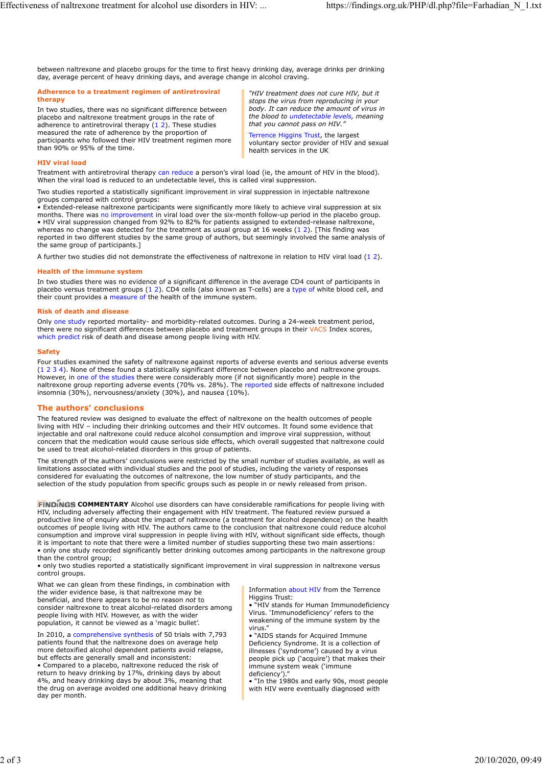between naltrexone and placebo groups for the time to first heavy drinking day, average drinks per drinking day, average percent of heavy drinking days, and average change in alcohol craving.

### Adherence to a treatment regimen of antiretroviral therapy

In two studies, there was no significant difference between placebo and naltrexone treatment groups in the rate of adherence to antiretroviral therapy (1 2). These studies measured the rate of adherence by the proportion of participants who followed their HIV treatment regimen more than 90% or 95% of the time.

> *"HIV treatment does not cure HIV, but it stops the virus from reproducing in your body. It can reduce the amount of virus in the blood to undetectable levels, meaning that you cannot pass on HIV."*
>
> Terrence Higgins Trust, the largest voluntary sector provider of HIV and sexual health services in the UK

### HIV viral load

Treatment with antiretroviral therapy can reduce a person's viral load (ie, the amount of HIV in the blood). When the viral load is reduced to an undetectable level, this is called viral suppression.

Two studies reported a statistically significant improvement in viral suppression in injectable naltrexone groups compared with control groups:

- Extended-release naltrexone participants were significantly more likely to achieve viral suppression at six months. There was no improvement in viral load over the six-month follow-up period in the placebo group.
- HIV viral suppression changed from 92% to 82% for patients assigned to extended-release naltrexone, whereas no change was detected for the treatment as usual group at 16 weeks (1 2). [This finding was reported in two different studies by the same group of authors, but seemingly involved the same analysis of the same group of participants.]

A further two studies did not demonstrate the effectiveness of naltrexone in relation to HIV viral load (1 2).

### Health of the immune system

In two studies there was no evidence of a significant difference in the average CD4 count of participants in placebo versus treatment groups (1 2). CD4 cells (also known as T-cells) are a type of white blood cell, and their count provides a measure of the health of the immune system.

### Risk of death and disease

Only one study reported mortality- and morbidity-related outcomes. During a 24-week treatment period, there were no significant differences between placebo and treatment groups in their VACS Index scores, which predict risk of death and disease among people living with HIV.

### Safety

Four studies examined the safety of naltrexone against reports of adverse events and serious adverse events (1 2 3 4). None of these found a statistically significant difference between placebo and naltrexone groups. However, in one of the studies there were considerably more (if not significantly more) people in the naltrexone group reporting adverse events (70% vs. 28%). The reported side effects of naltrexone included insomnia (30%), nervousness/anxiety (30%), and nausea (10%).

## The authors' conclusions

The featured review was designed to evaluate the effect of naltrexone on the health outcomes of people living with HIV – including their drinking outcomes and their HIV outcomes. It found some evidence that injectable and oral naltrexone could reduce alcohol consumption and improve viral suppression, without concern that the medication would cause serious side effects, which overall suggested that naltrexone could be used to treat alcohol-related disorders in this group of patients.

The strength of the authors' conclusions were restricted by the small number of studies available, as well as limitations associated with individual studies and the pool of studies, including the variety of responses considered for evaluating the outcomes of naltrexone, the low number of study participants, and the selection of the study population from specific groups such as people in or newly released from prison.

**FINDINGS COMMENTARY** Alcohol use disorders can have considerable ramifications for people living with HIV, including adversely affecting their engagement with HIV treatment. The featured review pursued a productive line of enquiry about the impact of naltrexone (a treatment for alcohol dependence) on the health outcomes of people living with HIV. The authors came to the conclusion that naltrexone could reduce alcohol consumption and improve viral suppression in people living with HIV, without significant side effects, though it is important to note that there were a limited number of studies supporting these two main assertions:

- only one study recorded significantly better drinking outcomes among participants in the naltrexone group than the control group;
- only two studies reported a statistically significant improvement in viral suppression in naltrexone versus control groups.

What we can glean from these findings, in combination with the wider evidence base, is that naltrexone may be beneficial, and there appears to be no reason *not* to consider naltrexone to treat alcohol-related disorders among people living with HIV. However, as with the wider population, it cannot be viewed as a 'magic bullet'.

In 2010, a comprehensive synthesis of 50 trials with 7,793 patients found that the naltrexone does on average help more detoxified alcohol dependent patients avoid relapse, but effects are generally small and inconsistent:

- Compared to a placebo, naltrexone reduced the risk of return to heavy drinking by 17%, drinking days by about 4%, and heavy drinking days by about 3%, meaning that the drug on average avoided one additional heavy drinking day per month.

> Information about HIV from the Terrence Higgins Trust:
>
> - "HIV stands for Human Immunodeficiency Virus. 'Immunodeficiency' refers to the weakening of the immune system by the virus."
> - "AIDS stands for Acquired Immune Deficiency Syndrome. It is a collection of illnesses ('syndrome') caused by a virus people pick up ('acquire') that makes their immune system weak ('immune deficiency')."
> - "In the 1980s and early 90s, most people with HIV were eventually diagnosed with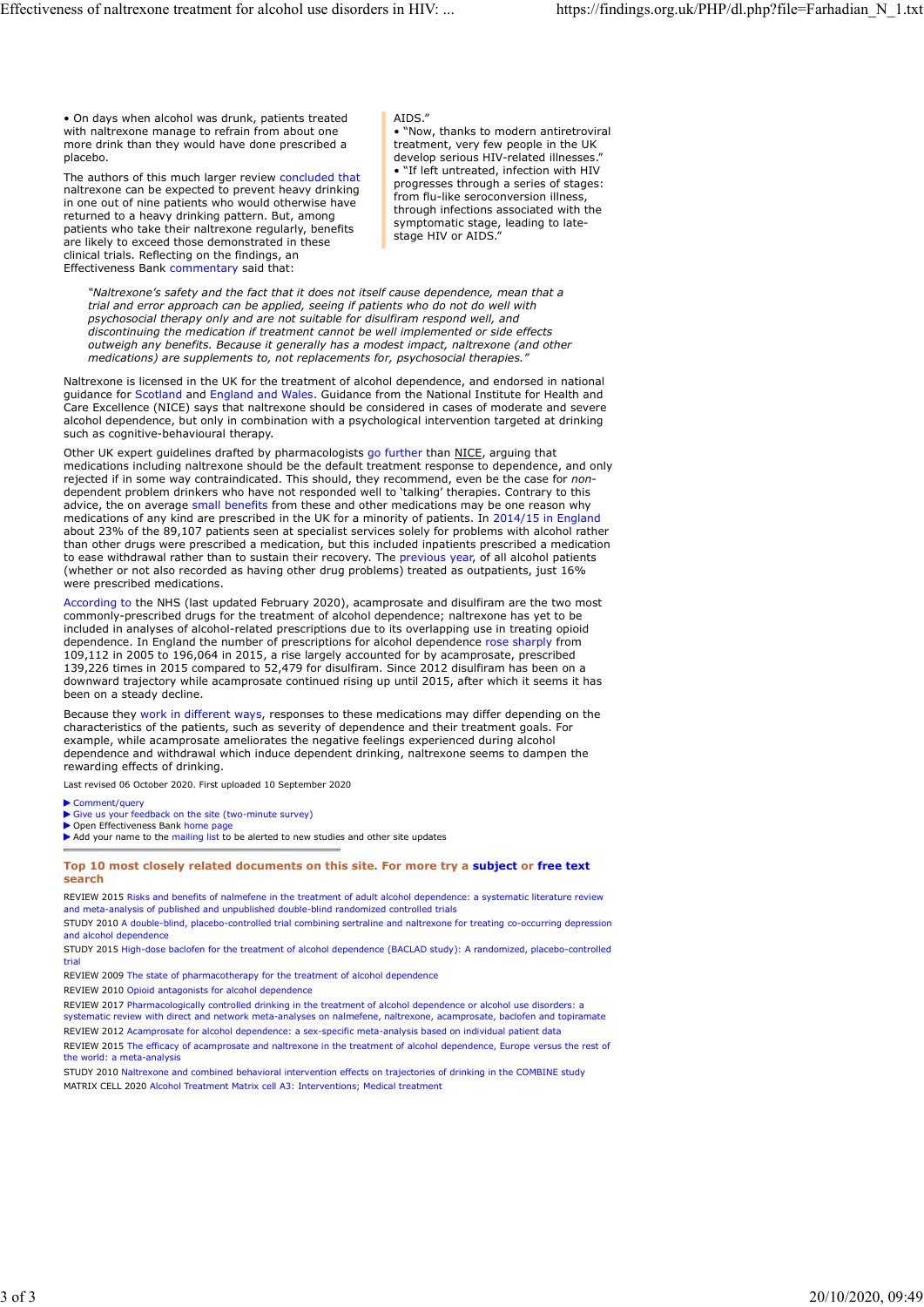- On days when alcohol was drunk, patients treated with naltrexone manage to refrain from about one more drink than they would have done prescribed a placebo.

The authors of this much larger review concluded that naltrexone can be expected to prevent heavy drinking in one out of nine patients who would otherwise have returned to a heavy drinking pattern. But, among patients who take their naltrexone regularly, benefits are likely to exceed those demonstrated in these clinical trials. Reflecting on the findings, an Effectiveness Bank commentary said that:

AIDS."
- "Now, thanks to modern antiretroviral treatment, very few people in the UK develop serious HIV-related illnesses."
- "If left untreated, infection with HIV progresses through a series of stages: from flu-like seroconversion illness, through infections associated with the symptomatic stage, leading to late-stage HIV or AIDS."

> *"Naltrexone's safety and the fact that it does not itself cause dependence, mean that a trial and error approach can be applied, seeing if patients who do not do well with psychosocial therapy only and are not suitable for disulfiram respond well, and discontinuing the medication if treatment cannot be well implemented or side effects outweigh any benefits. Because it generally has a modest impact, naltrexone (and other medications) are supplements to, not replacements for, psychosocial therapies."*

Naltrexone is licensed in the UK for the treatment of alcohol dependence, and endorsed in national guidance for Scotland and England and Wales. Guidance from the National Institute for Health and Care Excellence (NICE) says that naltrexone should be considered in cases of moderate and severe alcohol dependence, but only in combination with a psychological intervention targeted at drinking such as cognitive-behavioural therapy.

Other UK expert guidelines drafted by pharmacologists go further than NICE, arguing that medications including naltrexone should be the default treatment response to dependence, and only rejected if in some way contraindicated. This should, they recommend, even be the case for *non*-dependent problem drinkers who have not responded well to 'talking' therapies. Contrary to this advice, the on average small benefits from these and other medications may be one reason why medications of any kind are prescribed in the UK for a minority of patients. In 2014/15 in England about 23% of the 89,107 patients seen at specialist services solely for problems with alcohol rather than other drugs were prescribed a medication, but this included inpatients prescribed a medication to ease withdrawal rather than to sustain their recovery. The previous year, of all alcohol patients (whether or not also recorded as having other drug problems) treated as outpatients, just 16% were prescribed medications.

According to the NHS (last updated February 2020), acamprosate and disulfiram are the two most commonly-prescribed drugs for the treatment of alcohol dependence; naltrexone has yet to be included in analyses of alcohol-related prescriptions due to its overlapping use in treating opioid dependence. In England the number of prescriptions for alcohol dependence rose sharply from 109,112 in 2005 to 196,064 in 2015, a rise largely accounted for by acamprosate, prescribed 139,226 times in 2015 compared to 52,479 for disulfiram. Since 2012 disulfiram has been on a downward trajectory while acamprosate continued rising up until 2015, after which it seems it has been on a steady decline.

Because they work in different ways, responses to these medications may differ depending on the characteristics of the patients, such as severity of dependence and their treatment goals. For example, while acamprosate ameliorates the negative feelings experienced during alcohol dependence and withdrawal which induce dependent drinking, naltrexone seems to dampen the rewarding effects of drinking.

Last revised 06 October 2020. First uploaded 10 September 2020

- ▶ Comment/query
- ▶ Give us your feedback on the site (two-minute survey)
- ▶ Open Effectiveness Bank home page
- ▶ Add your name to the mailing list to be alerted to new studies and other site updates

### Top 10 most closely related documents on this site. For more try a **subject** or **free text** search

REVIEW 2015 Risks and benefits of nalmefene in the treatment of adult alcohol dependence: a systematic literature review and meta-analysis of published and unpublished double-blind randomized controlled trials

STUDY 2010 A double-blind, placebo-controlled trial combining sertraline and naltrexone for treating co-occurring depression and alcohol dependence

STUDY 2015 High-dose baclofen for the treatment of alcohol dependence (BACLAD study): A randomized, placebo-controlled trial

REVIEW 2009 The state of pharmacotherapy for the treatment of alcohol dependence

REVIEW 2010 Opioid antagonists for alcohol dependence

REVIEW 2017 Pharmacologically controlled drinking in the treatment of alcohol dependence or alcohol use disorders: a systematic review with direct and network meta-analyses on nalmefene, naltrexone, acamprosate, baclofen and topiramate

REVIEW 2012 Acamprosate for alcohol dependence: a sex-specific meta-analysis based on individual patient data

REVIEW 2015 The efficacy of acamprosate and naltrexone in the treatment of alcohol dependence, Europe versus the rest of the world: a meta-analysis

STUDY 2010 Naltrexone and combined behavioral intervention effects on trajectories of drinking in the COMBINE study

MATRIX CELL 2020 Alcohol Treatment Matrix cell A3: Interventions; Medical treatment